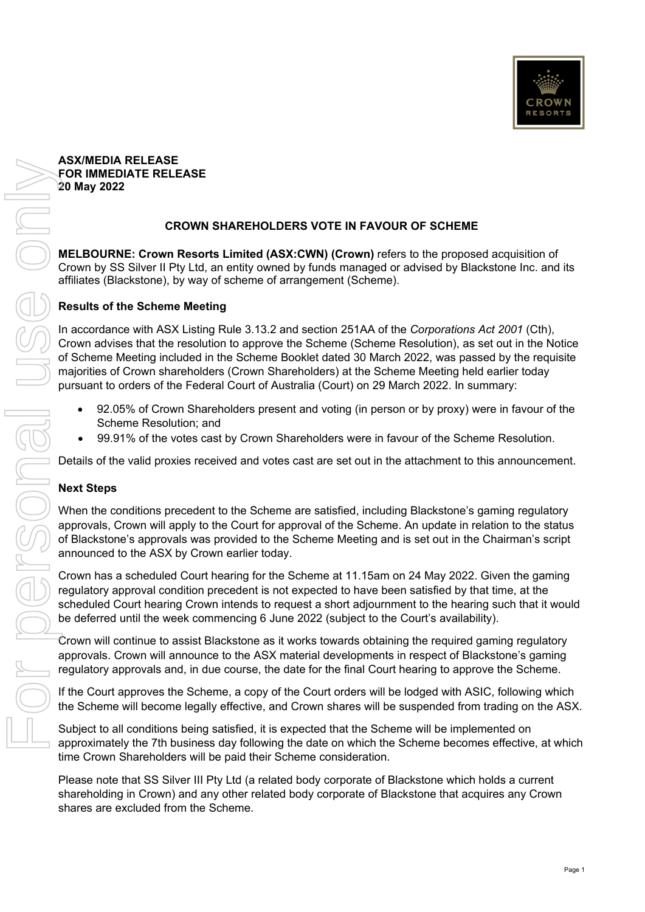**ASX/MEDIA RELEASE**
**FOR IMMEDIATE RELEASE**
**20 May 2022**

## CROWN SHAREHOLDERS VOTE IN FAVOUR OF SCHEME

**MELBOURNE: Crown Resorts Limited (ASX:CWN) (Crown)** refers to the proposed acquisition of Crown by SS Silver II Pty Ltd, an entity owned by funds managed or advised by Blackstone Inc. and its affiliates (Blackstone), by way of scheme of arrangement (Scheme).

### Results of the Scheme Meeting

In accordance with ASX Listing Rule 3.13.2 and section 251AA of the *Corporations Act 2001* (Cth), Crown advises that the resolution to approve the Scheme (Scheme Resolution), as set out in the Notice of Scheme Meeting included in the Scheme Booklet dated 30 March 2022, was passed by the requisite majorities of Crown shareholders (Crown Shareholders) at the Scheme Meeting held earlier today pursuant to orders of the Federal Court of Australia (Court) on 29 March 2022. In summary:

- 92.05% of Crown Shareholders present and voting (in person or by proxy) were in favour of the Scheme Resolution; and
- 99.91% of the votes cast by Crown Shareholders were in favour of the Scheme Resolution.

Details of the valid proxies received and votes cast are set out in the attachment to this announcement.

### Next Steps

When the conditions precedent to the Scheme are satisfied, including Blackstone's gaming regulatory approvals, Crown will apply to the Court for approval of the Scheme. An update in relation to the status of Blackstone's approvals was provided to the Scheme Meeting and is set out in the Chairman's script announced to the ASX by Crown earlier today.

Crown has a scheduled Court hearing for the Scheme at 11.15am on 24 May 2022. Given the gaming regulatory approval condition precedent is not expected to have been satisfied by that time, at the scheduled Court hearing Crown intends to request a short adjournment to the hearing such that it would be deferred until the week commencing 6 June 2022 (subject to the Court's availability).

Crown will continue to assist Blackstone as it works towards obtaining the required gaming regulatory approvals. Crown will announce to the ASX material developments in respect of Blackstone's gaming regulatory approvals and, in due course, the date for the final Court hearing to approve the Scheme.

If the Court approves the Scheme, a copy of the Court orders will be lodged with ASIC, following which the Scheme will become legally effective, and Crown shares will be suspended from trading on the ASX.

Subject to all conditions being satisfied, it is expected that the Scheme will be implemented on approximately the 7th business day following the date on which the Scheme becomes effective, at which time Crown Shareholders will be paid their Scheme consideration.

Please note that SS Silver III Pty Ltd (a related body corporate of Blackstone which holds a current shareholding in Crown) and any other related body corporate of Blackstone that acquires any Crown shares are excluded from the Scheme.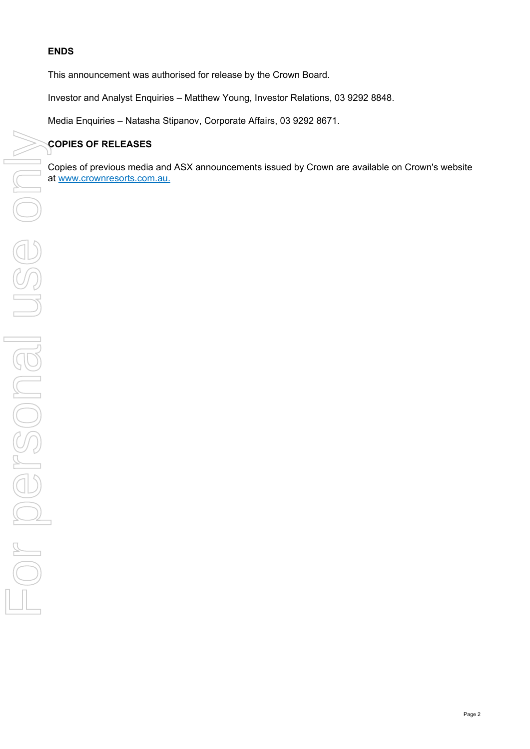**ENDS**

This announcement was authorised for release by the Crown Board.

Investor and Analyst Enquiries – Matthew Young, Investor Relations, 03 9292 8848.

Media Enquiries – Natasha Stipanov, Corporate Affairs, 03 9292 8671.

**COPIES OF RELEASES**

Copies of previous media and ASX announcements issued by Crown are available on Crown's website at www.crownresorts.com.au.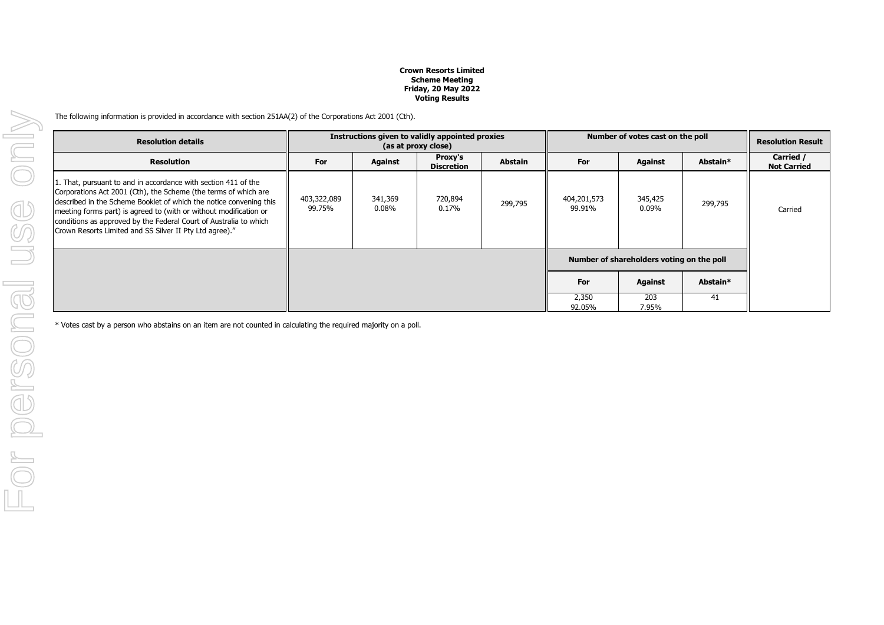**Crown Resorts Limited**
**Scheme Meeting**
**Friday, 20 May 2022**
**Voting Results**

The following information is provided in accordance with section 251AA(2) of the Corporations Act 2001 (Cth).

| Resolution details | Instructions given to validly appointed proxies (as at proxy close) | | | | Number of votes cast on the poll | | | Resolution Result |
|---|---|---|---|---|---|---|---|---|
| **Resolution** | **For** | **Against** | **Proxy's Discretion** | **Abstain** | **For** | **Against** | **Abstain*** | **Carried / Not Carried** |
| 1. That, pursuant to and in accordance with section 411 of the Corporations Act 2001 (Cth), the Scheme (the terms of which are described in the Scheme Booklet of which the notice convening this meeting forms part) is agreed to (with or without modification or conditions as approved by the Federal Court of Australia to which Crown Resorts Limited and SS Silver II Pty Ltd agree)." | 403,322,089 99.75% | 341,369 0.08% | 720,894 0.17% | 299,795 | 404,201,573 99.91% | 345,425 0.09% | 299,795 | Carried |
| | | | | | **Number of shareholders voting on the poll** | | | |
| | | | | | **For** | **Against** | **Abstain*** | |
| | | | | | 2,350 92.05% | 203 7.95% | 41 | |

* Votes cast by a person who abstains on an item are not counted in calculating the required majority on a poll.